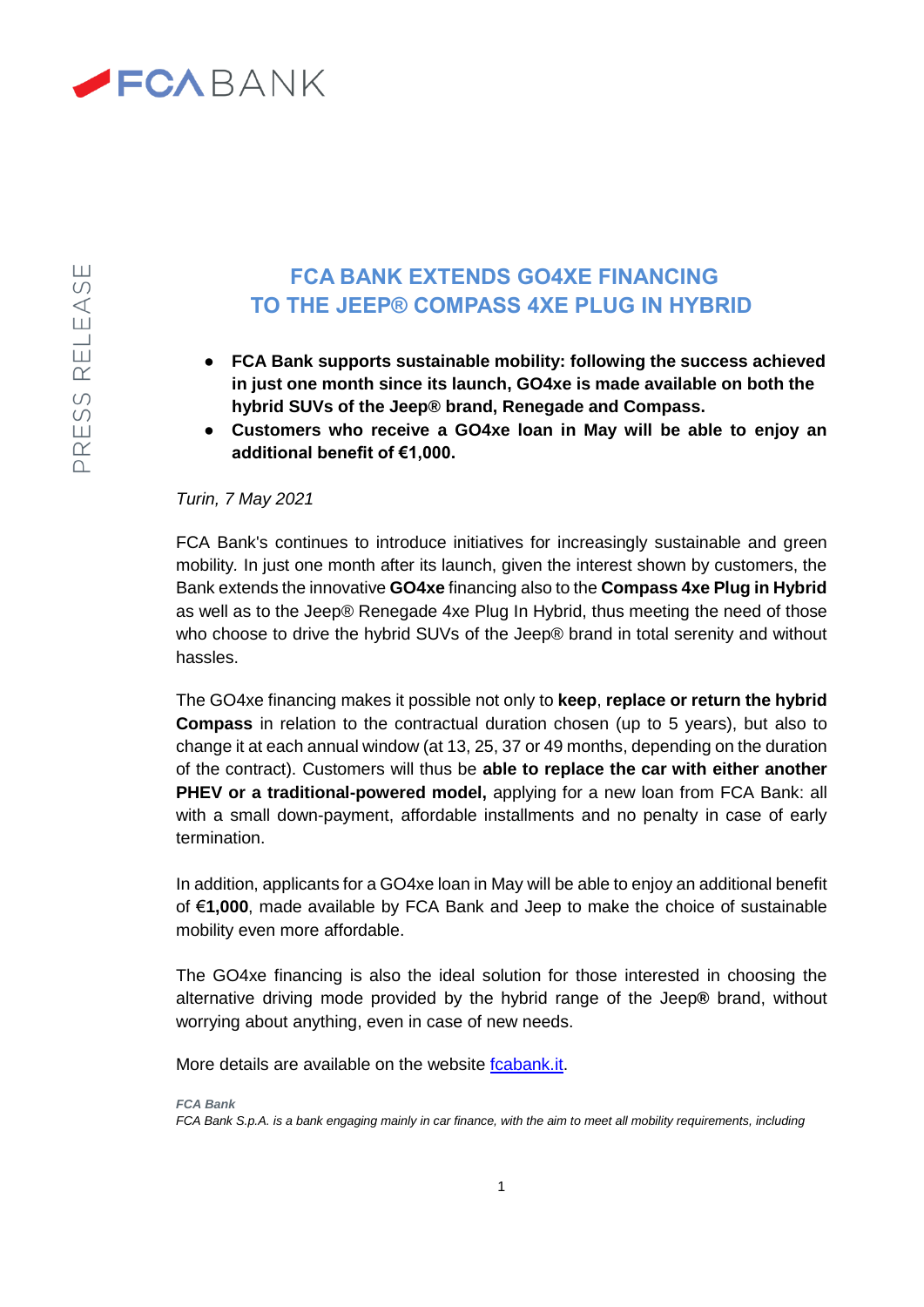# FCA BANK EXTENDS GO4XE FINANCING TO THE JEEP® COMPASS 4XE PLUG IN HYBRID

- **FCA Bank supports sustainable mobility: following the success achieved in just one month since its launch, GO4xe is made available on both the hybrid SUVs of the Jeep® brand, Renegade and Compass.**
- **Customers who receive a GO4xe loan in May will be able to enjoy an additional benefit of €1,000.**

*Turin, 7 May 2021*

FCA Bank's continues to introduce initiatives for increasingly sustainable and green mobility. In just one month after its launch, given the interest shown by customers, the Bank extends the innovative **GO4xe** financing also to the **Compass 4xe Plug in Hybrid** as well as to the Jeep® Renegade 4xe Plug In Hybrid, thus meeting the need of those who choose to drive the hybrid SUVs of the Jeep® brand in total serenity and without hassles.

The GO4xe financing makes it possible not only to **keep**, **replace or return the hybrid Compass** in relation to the contractual duration chosen (up to 5 years), but also to change it at each annual window (at 13, 25, 37 or 49 months, depending on the duration of the contract). Customers will thus be **able to replace the car with either another PHEV or a traditional-powered model,** applying for a new loan from FCA Bank: all with a small down-payment, affordable installments and no penalty in case of early termination.

In addition, applicants for a GO4xe loan in May will be able to enjoy an additional benefit of €**1,000**, made available by FCA Bank and Jeep to make the choice of sustainable mobility even more affordable.

The GO4xe financing is also the ideal solution for those interested in choosing the alternative driving mode provided by the hybrid range of the Jeep**®** brand, without worrying about anything, even in case of new needs.

More details are available on the website [fcabank.it](fcabank.it).

***FCA Bank***

*FCA Bank S.p.A. is a bank engaging mainly in car finance, with the aim to meet all mobility requirements, including*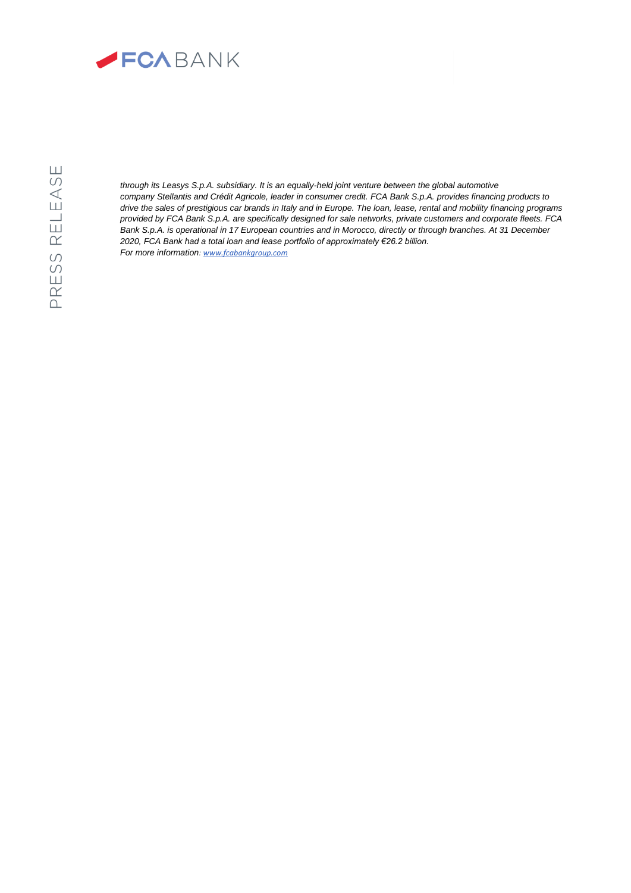*through its Leasys S.p.A. subsidiary. It is an equally-held joint venture between the global automotive company Stellantis and Crédit Agricole, leader in consumer credit. FCA Bank S.p.A. provides financing products to drive the sales of prestigious car brands in Italy and in Europe. The loan, lease, rental and mobility financing programs provided by FCA Bank S.p.A. are specifically designed for sale networks, private customers and corporate fleets. FCA Bank S.p.A. is operational in 17 European countries and in Morocco, directly or through branches. At 31 December 2020, FCA Bank had a total loan and lease portfolio of approximately €26.2 billion.*

*For more information: www.fcabankgroup.com*